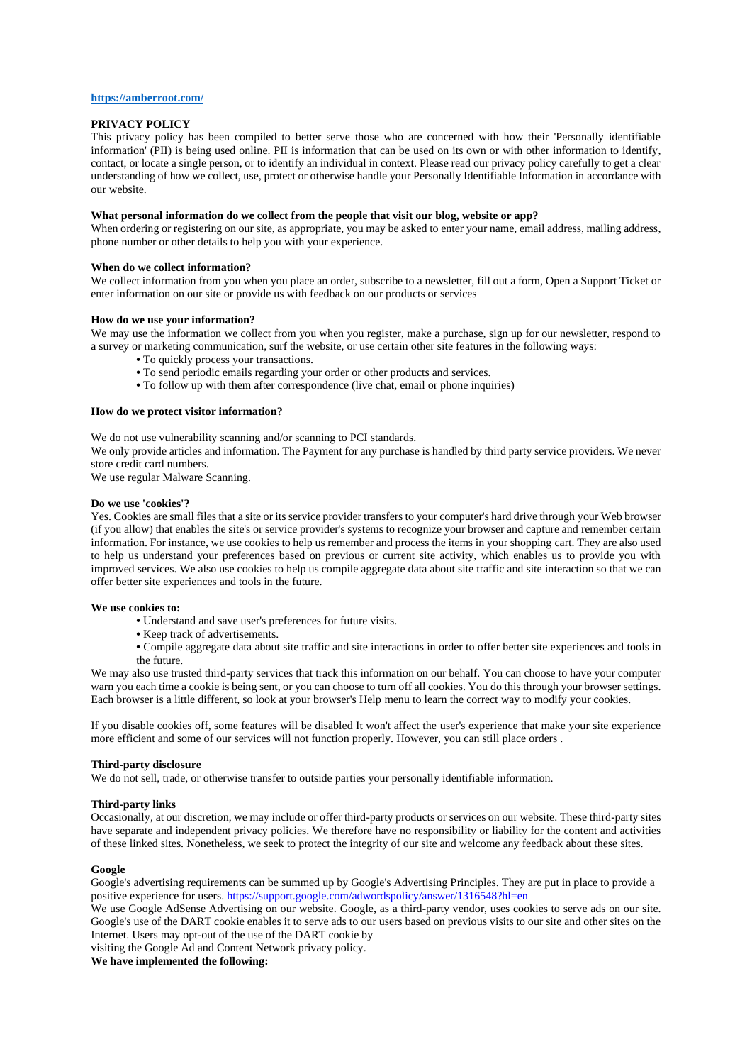**https://amberroot.com/**

## PRIVACY POLICY

This privacy policy has been compiled to better serve those who are concerned with how their 'Personally identifiable information' (PII) is being used online. PII is information that can be used on its own or with other information to identify, contact, or locate a single person, or to identify an individual in context. Please read our privacy policy carefully to get a clear understanding of how we collect, use, protect or otherwise handle your Personally Identifiable Information in accordance with our website.

### What personal information do we collect from the people that visit our blog, website or app?

When ordering or registering on our site, as appropriate, you may be asked to enter your name, email address, mailing address, phone number or other details to help you with your experience.

### When do we collect information?

We collect information from you when you place an order, subscribe to a newsletter, fill out a form, Open a Support Ticket or enter information on our site or provide us with feedback on our products or services

### How do we use your information?

We may use the information we collect from you when you register, make a purchase, sign up for our newsletter, respond to a survey or marketing communication, surf the website, or use certain other site features in the following ways:

- To quickly process your transactions.
- To send periodic emails regarding your order or other products and services.
- To follow up with them after correspondence (live chat, email or phone inquiries)

### How do we protect visitor information?

We do not use vulnerability scanning and/or scanning to PCI standards.
We only provide articles and information. The Payment for any purchase is handled by third party service providers. We never store credit card numbers.
We use regular Malware Scanning.

### Do we use 'cookies'?

Yes. Cookies are small files that a site or its service provider transfers to your computer's hard drive through your Web browser (if you allow) that enables the site's or service provider's systems to recognize your browser and capture and remember certain information. For instance, we use cookies to help us remember and process the items in your shopping cart. They are also used to help us understand your preferences based on previous or current site activity, which enables us to provide you with improved services. We also use cookies to help us compile aggregate data about site traffic and site interaction so that we can offer better site experiences and tools in the future.

### We use cookies to:

- Understand and save user's preferences for future visits.
- Keep track of advertisements.
- Compile aggregate data about site traffic and site interactions in order to offer better site experiences and tools in the future.

We may also use trusted third-party services that track this information on our behalf. You can choose to have your computer warn you each time a cookie is being sent, or you can choose to turn off all cookies. You do this through your browser settings. Each browser is a little different, so look at your browser's Help menu to learn the correct way to modify your cookies.

If you disable cookies off, some features will be disabled It won't affect the user's experience that make your site experience more efficient and some of our services will not function properly. However, you can still place orders .

### Third-party disclosure

We do not sell, trade, or otherwise transfer to outside parties your personally identifiable information.

### Third-party links

Occasionally, at our discretion, we may include or offer third-party products or services on our website. These third-party sites have separate and independent privacy policies. We therefore have no responsibility or liability for the content and activities of these linked sites. Nonetheless, we seek to protect the integrity of our site and welcome any feedback about these sites.

### Google

Google's advertising requirements can be summed up by Google's Advertising Principles. They are put in place to provide a positive experience for users. https://support.google.com/adwordspolicy/answer/1316548?hl=en
We use Google AdSense Advertising on our website. Google, as a third-party vendor, uses cookies to serve ads on our site. Google's use of the DART cookie enables it to serve ads to our users based on previous visits to our site and other sites on the Internet. Users may opt-out of the use of the DART cookie by
visiting the Google Ad and Content Network privacy policy.

**We have implemented the following:**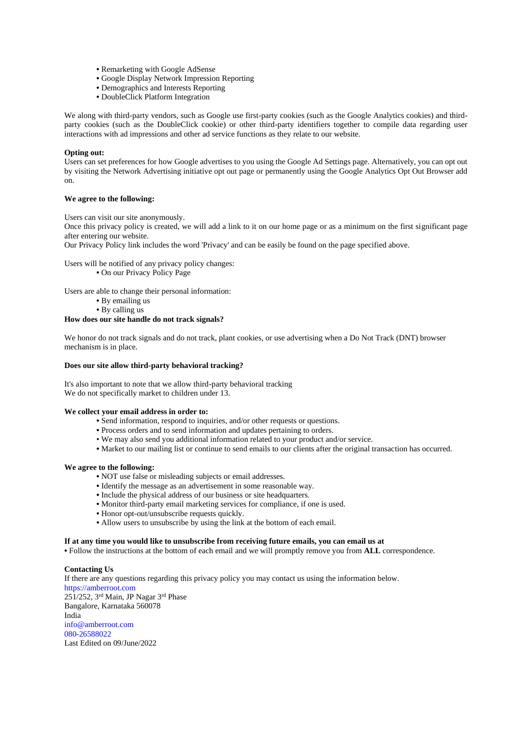- Remarketing with Google AdSense
- Google Display Network Impression Reporting
- Demographics and Interests Reporting
- DoubleClick Platform Integration

We along with third-party vendors, such as Google use first-party cookies (such as the Google Analytics cookies) and third-party cookies (such as the DoubleClick cookie) or other third-party identifiers together to compile data regarding user interactions with ad impressions and other ad service functions as they relate to our website.

**Opting out:**
Users can set preferences for how Google advertises to you using the Google Ad Settings page. Alternatively, you can opt out by visiting the Network Advertising initiative opt out page or permanently using the Google Analytics Opt Out Browser add on.

**We agree to the following:**

Users can visit our site anonymously.
Once this privacy policy is created, we will add a link to it on our home page or as a minimum on the first significant page after entering our website.
Our Privacy Policy link includes the word 'Privacy' and can be easily be found on the page specified above.

Users will be notified of any privacy policy changes:
- On our Privacy Policy Page

Users are able to change their personal information:
- By emailing us
- By calling us

**How does our site handle do not track signals?**

We honor do not track signals and do not track, plant cookies, or use advertising when a Do Not Track (DNT) browser mechanism is in place.

**Does our site allow third-party behavioral tracking?**

It's also important to note that we allow third-party behavioral tracking
We do not specifically market to children under 13.

**We collect your email address in order to:**
- Send information, respond to inquiries, and/or other requests or questions.
- Process orders and to send information and updates pertaining to orders.
- We may also send you additional information related to your product and/or service.
- Market to our mailing list or continue to send emails to our clients after the original transaction has occurred.

**We agree to the following:**
- NOT use false or misleading subjects or email addresses.
- Identify the message as an advertisement in some reasonable way.
- Include the physical address of our business or site headquarters.
- Monitor third-party email marketing services for compliance, if one is used.
- Honor opt-out/unsubscribe requests quickly.
- Allow users to unsubscribe by using the link at the bottom of each email.

**If at any time you would like to unsubscribe from receiving future emails, you can email us at**
- Follow the instructions at the bottom of each email and we will promptly remove you from **ALL** correspondence.

**Contacting Us**
If there are any questions regarding this privacy policy you may contact us using the information below.
https://amberroot.com
251/252, 3rd Main, JP Nagar 3rd Phase
Bangalore, Karnataka 560078
India
info@amberroot.com
080-26588022
Last Edited on 09/June/2022